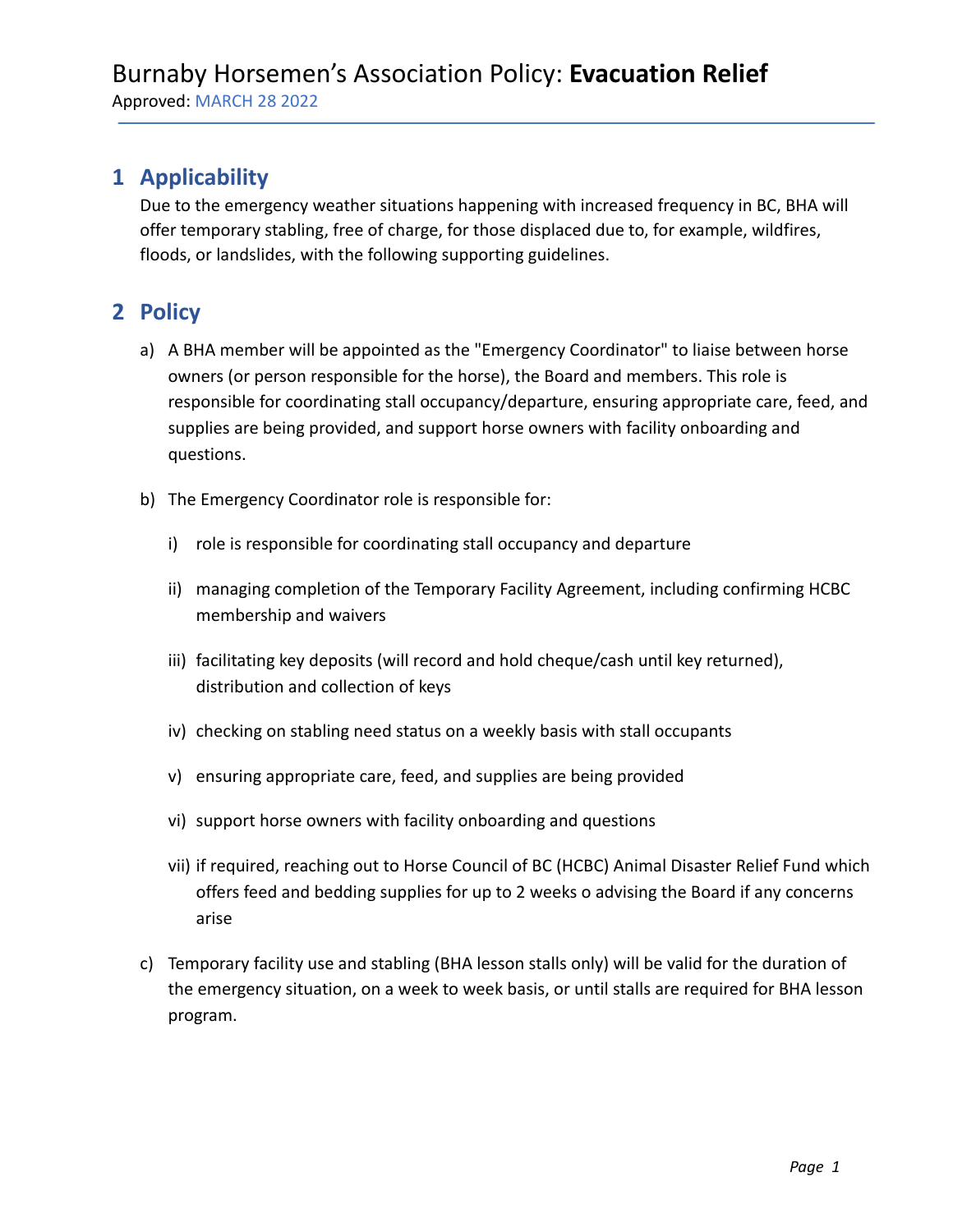# Burnaby Horsemen's Association Policy: **Evacuation Relief**

Approved: MARCH 28 2022

## 1 Applicability

Due to the emergency weather situations happening with increased frequency in BC, BHA will offer temporary stabling, free of charge, for those displaced due to, for example, wildfires, floods, or landslides, with the following supporting guidelines.

## 2 Policy

a) A BHA member will be appointed as the "Emergency Coordinator" to liaise between horse owners (or person responsible for the horse), the Board and members. This role is responsible for coordinating stall occupancy/departure, ensuring appropriate care, feed, and supplies are being provided, and support horse owners with facility onboarding and questions.

b) The Emergency Coordinator role is responsible for:

   i) role is responsible for coordinating stall occupancy and departure

   ii) managing completion of the Temporary Facility Agreement, including confirming HCBC membership and waivers

   iii) facilitating key deposits (will record and hold cheque/cash until key returned), distribution and collection of keys

   iv) checking on stabling need status on a weekly basis with stall occupants

   v) ensuring appropriate care, feed, and supplies are being provided

   vi) support horse owners with facility onboarding and questions

   vii) if required, reaching out to Horse Council of BC (HCBC) Animal Disaster Relief Fund which offers feed and bedding supplies for up to 2 weeks o advising the Board if any concerns arise

c) Temporary facility use and stabling (BHA lesson stalls only) will be valid for the duration of the emergency situation, on a week to week basis, or until stalls are required for BHA lesson program.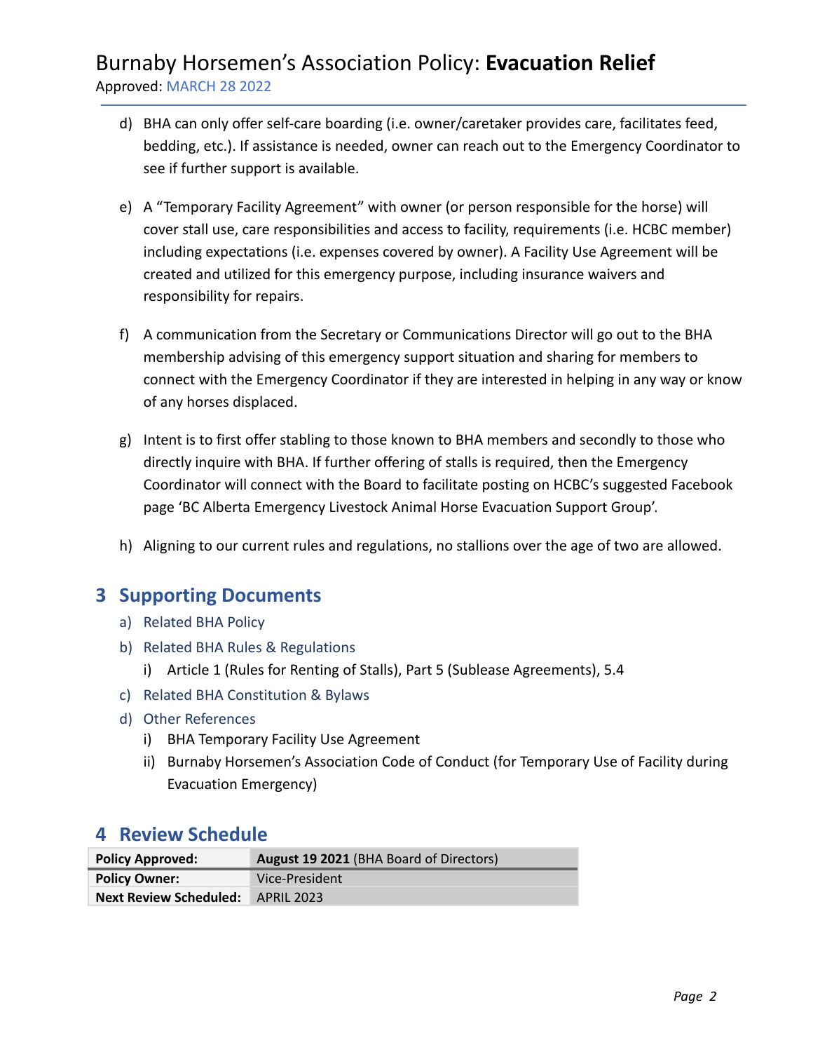d) BHA can only offer self-care boarding (i.e. owner/caretaker provides care, facilitates feed, bedding, etc.). If assistance is needed, owner can reach out to the Emergency Coordinator to see if further support is available.

e) A "Temporary Facility Agreement" with owner (or person responsible for the horse) will cover stall use, care responsibilities and access to facility, requirements (i.e. HCBC member) including expectations (i.e. expenses covered by owner). A Facility Use Agreement will be created and utilized for this emergency purpose, including insurance waivers and responsibility for repairs.

f) A communication from the Secretary or Communications Director will go out to the BHA membership advising of this emergency support situation and sharing for members to connect with the Emergency Coordinator if they are interested in helping in any way or know of any horses displaced.

g) Intent is to first offer stabling to those known to BHA members and secondly to those who directly inquire with BHA. If further offering of stalls is required, then the Emergency Coordinator will connect with the Board to facilitate posting on HCBC's suggested Facebook page 'BC Alberta Emergency Livestock Animal Horse Evacuation Support Group'.

h) Aligning to our current rules and regulations, no stallions over the age of two are allowed.

## 3 Supporting Documents

a) Related BHA Policy

b) Related BHA Rules & Regulations
   i) Article 1 (Rules for Renting of Stalls), Part 5 (Sublease Agreements), 5.4

c) Related BHA Constitution & Bylaws

d) Other References
   i) BHA Temporary Facility Use Agreement
   ii) Burnaby Horsemen's Association Code of Conduct (for Temporary Use of Facility during Evacuation Emergency)

## 4 Review Schedule

| **Policy Approved:** | **August 19 2021** (BHA Board of Directors) |
|---|---|
| **Policy Owner:** | Vice-President |
| **Next Review Scheduled:** | APRIL 2023 |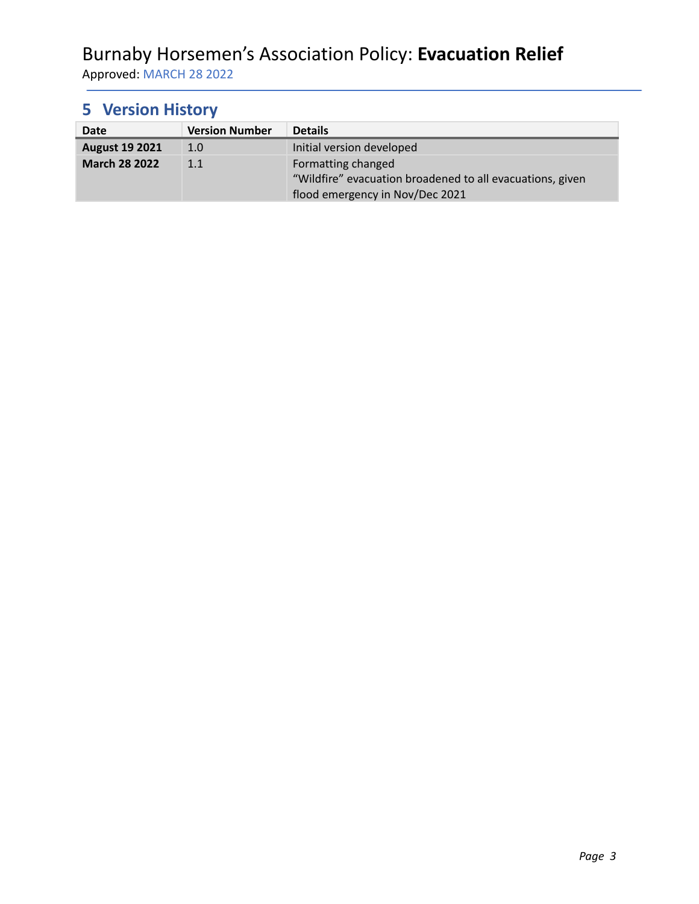## 5 Version History

| Date | Version Number | Details |
|---|---|---|
| **August 19 2021** | 1.0 | Initial version developed |
| **March 28 2022** | 1.1 | Formatting changed<br>"Wildfire" evacuation broadened to all evacuations, given flood emergency in Nov/Dec 2021 |